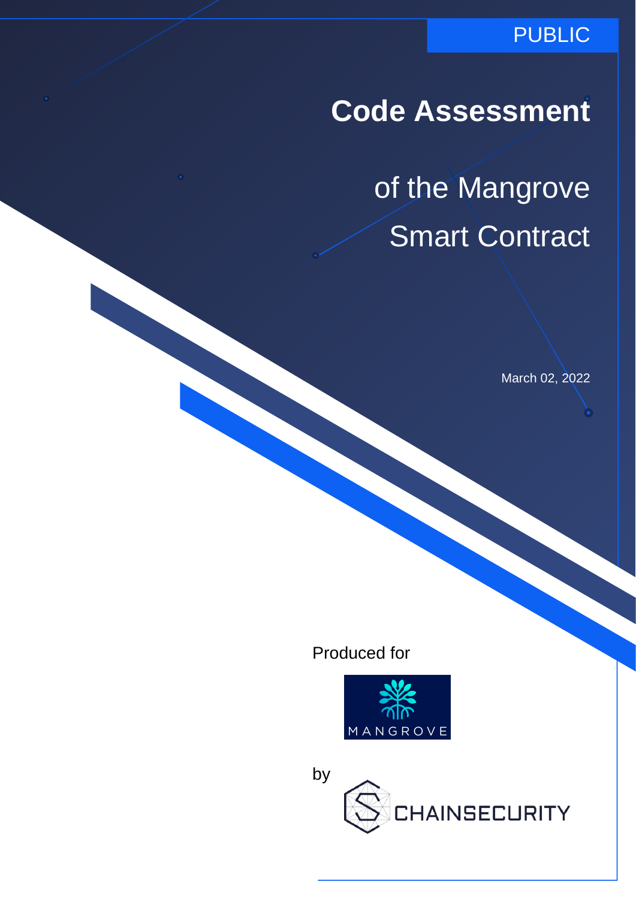PUBLIC

# Code Assessment

## of the Mangrove Smart Contract

March 02, 2022

Produced for

MANGROVE

by

CHAINSECURITY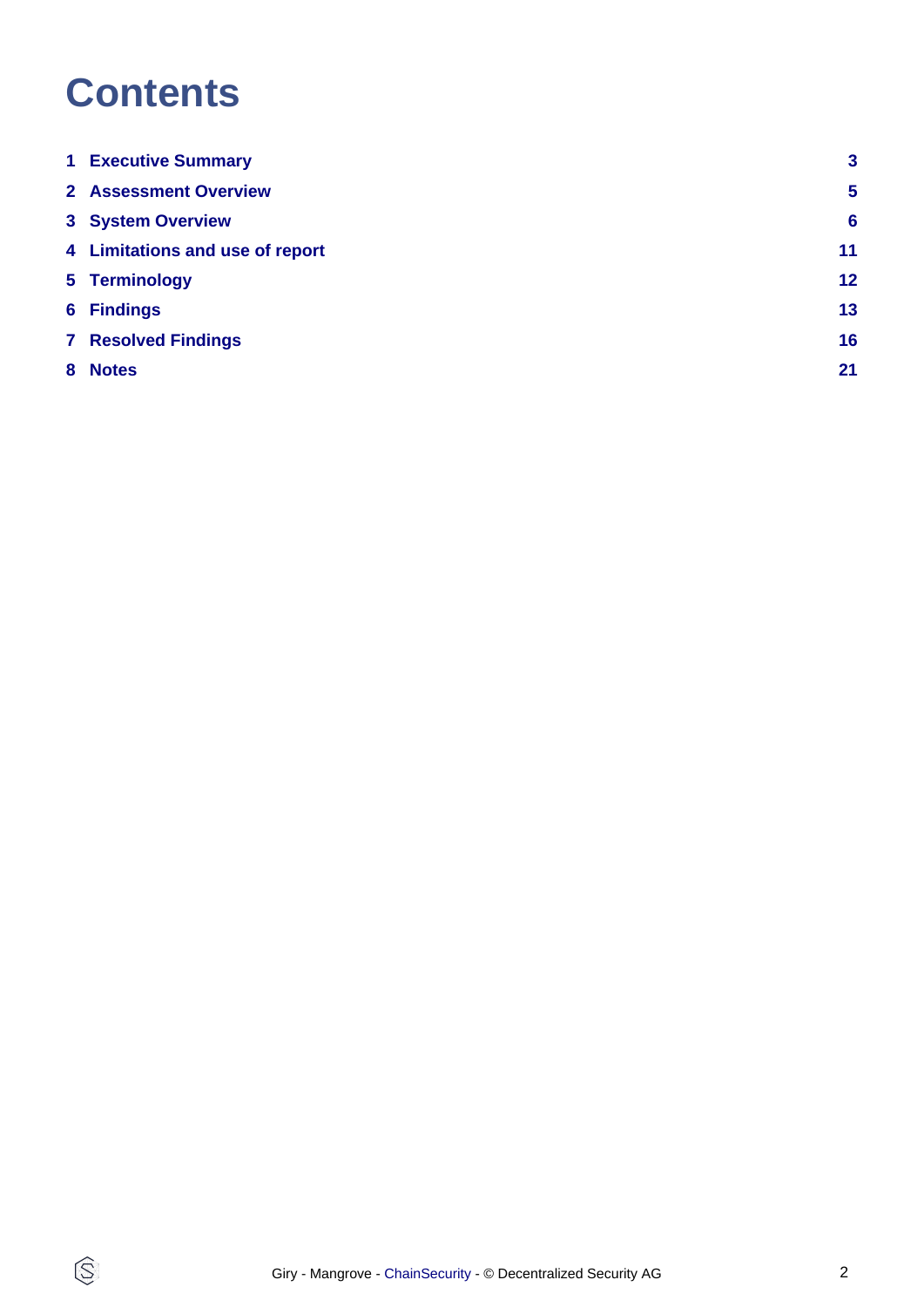# Contents

| | | |
|---|---|---|
| 1 | Executive Summary | 3 |
| 2 | Assessment Overview | 5 |
| 3 | System Overview | 6 |
| 4 | Limitations and use of report | 11 |
| 5 | Terminology | 12 |
| 6 | Findings | 13 |
| 7 | Resolved Findings | 16 |
| 8 | Notes | 21 |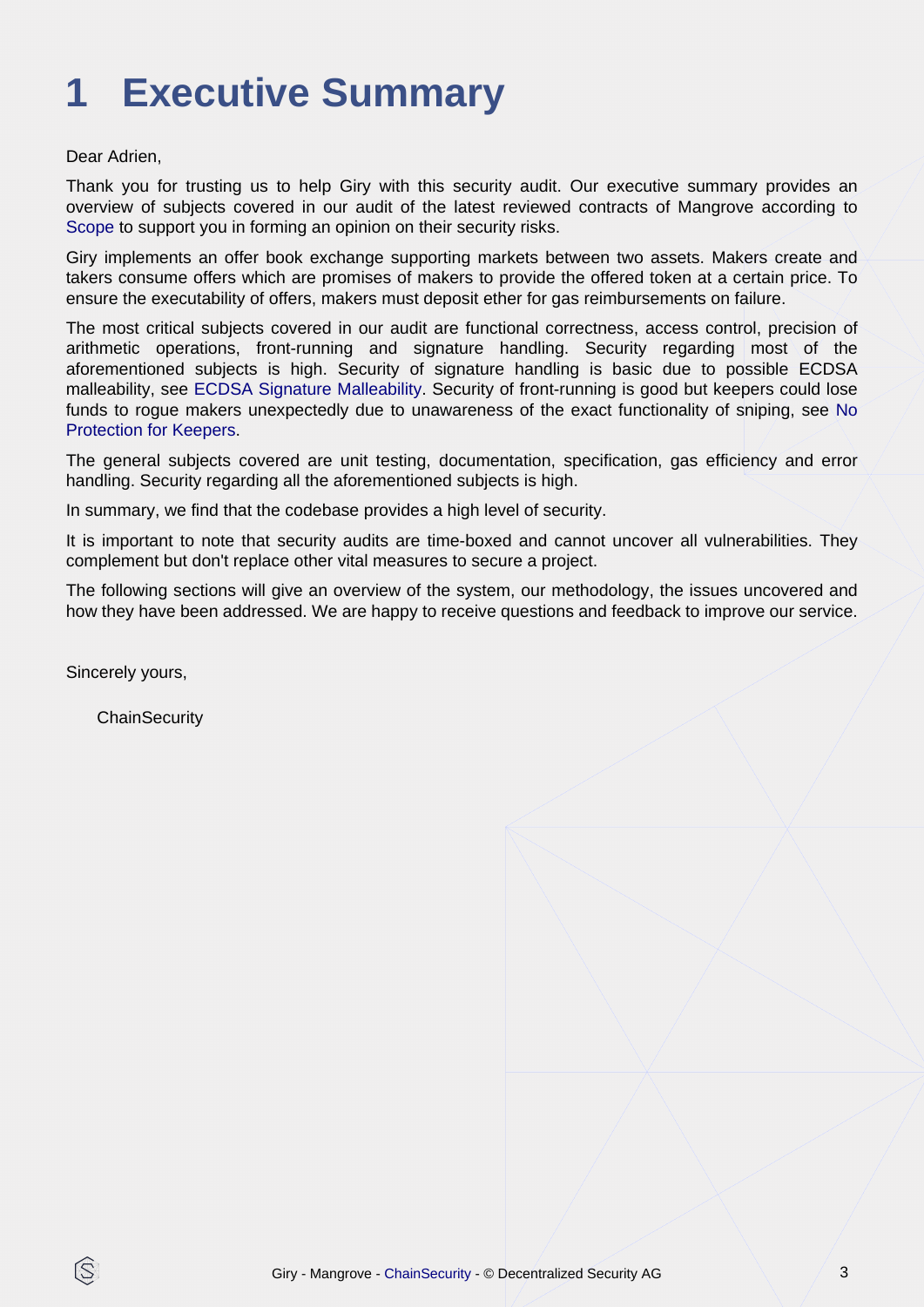# 1 Executive Summary

Dear Adrien,

Thank you for trusting us to help Giry with this security audit. Our executive summary provides an overview of subjects covered in our audit of the latest reviewed contracts of Mangrove according to Scope to support you in forming an opinion on their security risks.

Giry implements an offer book exchange supporting markets between two assets. Makers create and takers consume offers which are promises of makers to provide the offered token at a certain price. To ensure the executability of offers, makers must deposit ether for gas reimbursements on failure.

The most critical subjects covered in our audit are functional correctness, access control, precision of arithmetic operations, front-running and signature handling. Security regarding most of the aforementioned subjects is high. Security of signature handling is basic due to possible ECDSA malleability, see ECDSA Signature Malleability. Security of front-running is good but keepers could lose funds to rogue makers unexpectedly due to unawareness of the exact functionality of sniping, see No Protection for Keepers.

The general subjects covered are unit testing, documentation, specification, gas efficiency and error handling. Security regarding all the aforementioned subjects is high.

In summary, we find that the codebase provides a high level of security.

It is important to note that security audits are time-boxed and cannot uncover all vulnerabilities. They complement but don't replace other vital measures to secure a project.

The following sections will give an overview of the system, our methodology, the issues uncovered and how they have been addressed. We are happy to receive questions and feedback to improve our service.

Sincerely yours,

ChainSecurity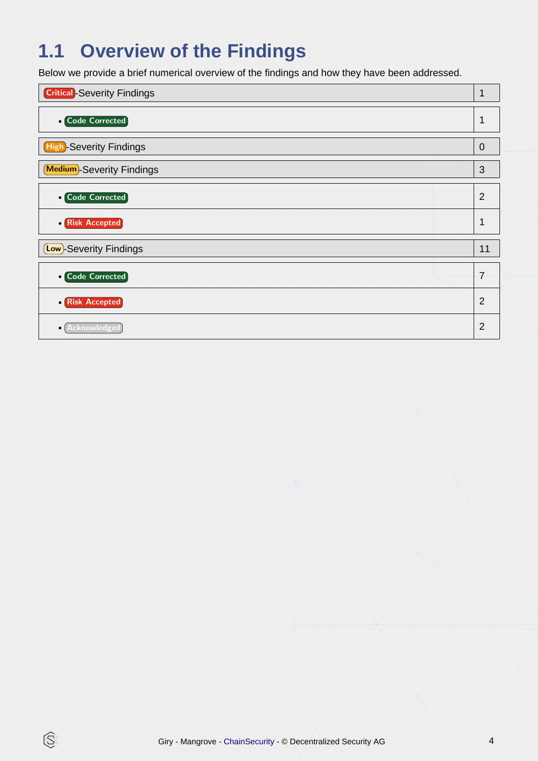## 1.1 Overview of the Findings

Below we provide a brief numerical overview of the findings and how they have been addressed.

| Critical-Severity Findings | 1 |
|---|---|
| • Code Corrected | 1 |
| **High-Severity Findings** | **0** |
| **Medium-Severity Findings** | **3** |
| • Code Corrected | 2 |
| • Risk Accepted | 1 |
| **Low-Severity Findings** | **11** |
| • Code Corrected | 7 |
| • Risk Accepted | 2 |
| • Acknowledged | 2 |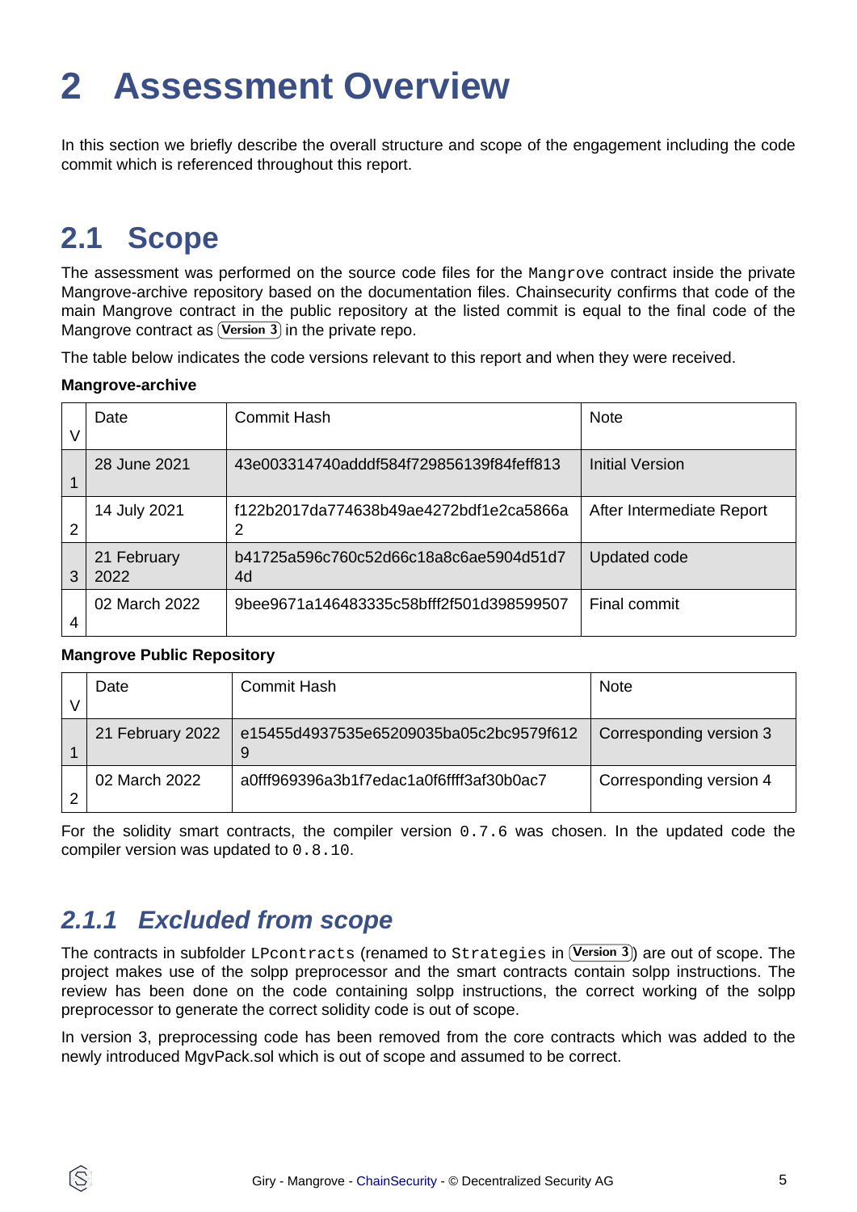# 2 Assessment Overview

In this section we briefly describe the overall structure and scope of the engagement including the code commit which is referenced throughout this report.

## 2.1 Scope

The assessment was performed on the source code files for the `Mangrove` contract inside the private Mangrove-archive repository based on the documentation files. Chainsecurity confirms that code of the main Mangrove contract in the public repository at the listed commit is equal to the final code of the Mangrove contract as (Version 3) in the private repo.

The table below indicates the code versions relevant to this report and when they were received.

**Mangrove-archive**

| V | Date | Commit Hash | Note |
|---|---|---|---|
| 1 | 28 June 2021 | 43e003314740adddf584f729856139f84feff813 | Initial Version |
| 2 | 14 July 2021 | f122b2017da774638b49ae4272bdf1e2ca5866a2 | After Intermediate Report |
| 3 | 21 February 2022 | b41725a596c760c52d66c18a8c6ae5904d51d74d | Updated code |
| 4 | 02 March 2022 | 9bee9671a146483335c58bfff2f501d398599507 | Final commit |

**Mangrove Public Repository**

| V | Date | Commit Hash | Note |
|---|---|---|---|
| 1 | 21 February 2022 | e15455d4937535e65209035ba05c2bc9579f6129 | Corresponding version 3 |
| 2 | 02 March 2022 | a0fff969396a3b1f7edac1a0f6ffff3af30b0ac7 | Corresponding version 4 |

For the solidity smart contracts, the compiler version `0.7.6` was chosen. In the updated code the compiler version was updated to `0.8.10`.

### *2.1.1 Excluded from scope*

The contracts in subfolder `LPcontracts` (renamed to `Strategies` in (Version 3)) are out of scope. The project makes use of the solpp preprocessor and the smart contracts contain solpp instructions. The review has been done on the code containing solpp instructions, the correct working of the solpp preprocessor to generate the correct solidity code is out of scope.

In version 3, preprocessing code has been removed from the core contracts which was added to the newly introduced MgvPack.sol which is out of scope and assumed to be correct.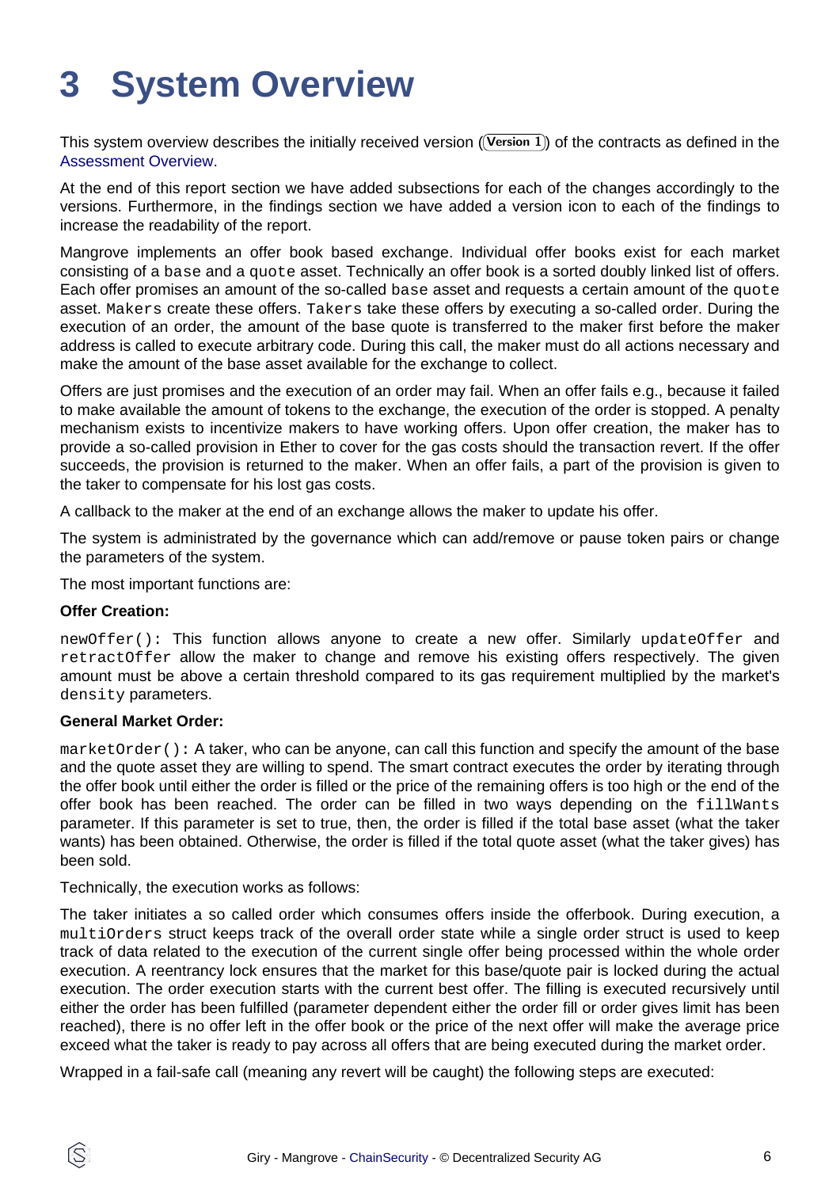# 3 System Overview

This system overview describes the initially received version (Version 1) of the contracts as defined in the Assessment Overview.

At the end of this report section we have added subsections for each of the changes accordingly to the versions. Furthermore, in the findings section we have added a version icon to each of the findings to increase the readability of the report.

Mangrove implements an offer book based exchange. Individual offer books exist for each market consisting of a `base` and a `quote` asset. Technically an offer book is a sorted doubly linked list of offers. Each offer promises an amount of the so-called `base` asset and requests a certain amount of the `quote` asset. `Makers` create these offers. `Takers` take these offers by executing a so-called order. During the execution of an order, the amount of the base quote is transferred to the maker first before the maker address is called to execute arbitrary code. During this call, the maker must do all actions necessary and make the amount of the base asset available for the exchange to collect.

Offers are just promises and the execution of an order may fail. When an offer fails e.g., because it failed to make available the amount of tokens to the exchange, the execution of the order is stopped. A penalty mechanism exists to incentivize makers to have working offers. Upon offer creation, the maker has to provide a so-called provision in Ether to cover for the gas costs should the transaction revert. If the offer succeeds, the provision is returned to the maker. When an offer fails, a part of the provision is given to the taker to compensate for his lost gas costs.

A callback to the maker at the end of an exchange allows the maker to update his offer.

The system is administrated by the governance which can add/remove or pause token pairs or change the parameters of the system.

The most important functions are:

**Offer Creation:**

`newOffer()`: This function allows anyone to create a new offer. Similarly `updateOffer` and `retractOffer` allow the maker to change and remove his existing offers respectively. The given amount must be above a certain threshold compared to its gas requirement multiplied by the market's `density` parameters.

**General Market Order:**

`marketOrder()`: A taker, who can be anyone, can call this function and specify the amount of the base and the quote asset they are willing to spend. The smart contract executes the order by iterating through the offer book until either the order is filled or the price of the remaining offers is too high or the end of the offer book has been reached. The order can be filled in two ways depending on the `fillWants` parameter. If this parameter is set to true, then, the order is filled if the total base asset (what the taker wants) has been obtained. Otherwise, the order is filled if the total quote asset (what the taker gives) has been sold.

Technically, the execution works as follows:

The taker initiates a so called order which consumes offers inside the offerbook. During execution, a `multiOrders` struct keeps track of the overall order state while a single order struct is used to keep track of data related to the execution of the current single offer being processed within the whole order execution. A reentrancy lock ensures that the market for this base/quote pair is locked during the actual execution. The order execution starts with the current best offer. The filling is executed recursively until either the order has been fulfilled (parameter dependent either the order fill or order gives limit has been reached), there is no offer left in the offer book or the price of the next offer will make the average price exceed what the taker is ready to pay across all offers that are being executed during the market order.

Wrapped in a fail-safe call (meaning any revert will be caught) the following steps are executed: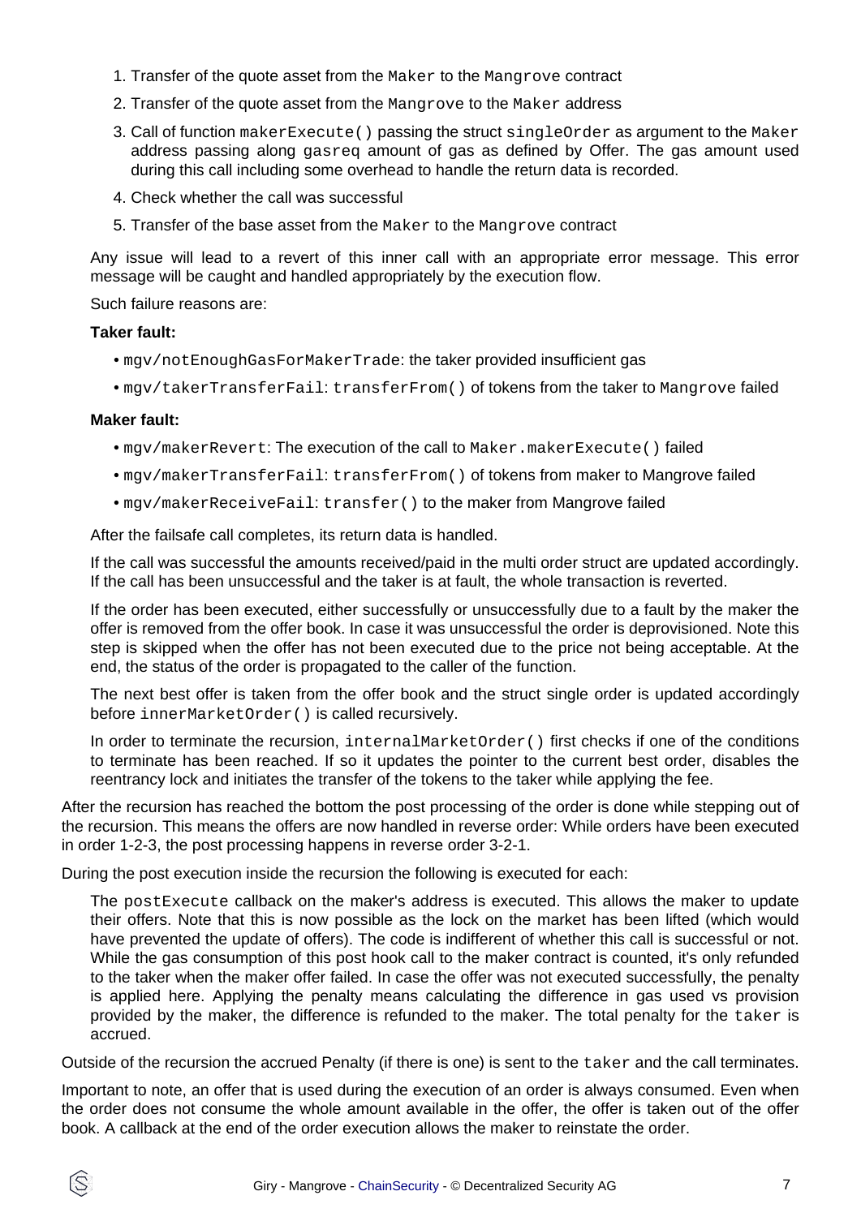1. Transfer of the quote asset from the `Maker` to the `Mangrove` contract
2. Transfer of the quote asset from the `Mangrove` to the `Maker` address
3. Call of function `makerExecute()` passing the struct `singleOrder` as argument to the `Maker` address passing along `gasreq` amount of gas as defined by Offer. The gas amount used during this call including some overhead to handle the return data is recorded.
4. Check whether the call was successful
5. Transfer of the base asset from the `Maker` to the `Mangrove` contract

Any issue will lead to a revert of this inner call with an appropriate error message. This error message will be caught and handled appropriately by the execution flow.

Such failure reasons are:

**Taker fault:**

- `mgv/notEnoughGasForMakerTrade`: the taker provided insufficient gas
- `mgv/takerTransferFail`: `transferFrom()` of tokens from the taker to `Mangrove` failed

**Maker fault:**

- `mgv/makerRevert`: The execution of the call to `Maker.makerExecute()` failed
- `mgv/makerTransferFail`: `transferFrom()` of tokens from maker to Mangrove failed
- `mgv/makerReceiveFail`: `transfer()` to the maker from Mangrove failed

After the failsafe call completes, its return data is handled.

If the call was successful the amounts received/paid in the multi order struct are updated accordingly. If the call has been unsuccessful and the taker is at fault, the whole transaction is reverted.

If the order has been executed, either successfully or unsuccessfully due to a fault by the maker the offer is removed from the offer book. In case it was unsuccessful the order is deprovisioned. Note this step is skipped when the offer has not been executed due to the price not being acceptable. At the end, the status of the order is propagated to the caller of the function.

The next best offer is taken from the offer book and the struct single order is updated accordingly before `innerMarketOrder()` is called recursively.

In order to terminate the recursion, `internalMarketOrder()` first checks if one of the conditions to terminate has been reached. If so it updates the pointer to the current best order, disables the reentrancy lock and initiates the transfer of the tokens to the taker while applying the fee.

After the recursion has reached the bottom the post processing of the order is done while stepping out of the recursion. This means the offers are now handled in reverse order: While orders have been executed in order 1-2-3, the post processing happens in reverse order 3-2-1.

During the post execution inside the recursion the following is executed for each:

The `postExecute` callback on the maker's address is executed. This allows the maker to update their offers. Note that this is now possible as the lock on the market has been lifted (which would have prevented the update of offers). The code is indifferent of whether this call is successful or not. While the gas consumption of this post hook call to the maker contract is counted, it's only refunded to the taker when the maker offer failed. In case the offer was not executed successfully, the penalty is applied here. Applying the penalty means calculating the difference in gas used vs provision provided by the maker, the difference is refunded to the maker. The total penalty for the `taker` is accrued.

Outside of the recursion the accrued Penalty (if there is one) is sent to the `taker` and the call terminates.

Important to note, an offer that is used during the execution of an order is always consumed. Even when the order does not consume the whole amount available in the offer, the offer is taken out of the offer book. A callback at the end of the order execution allows the maker to reinstate the order.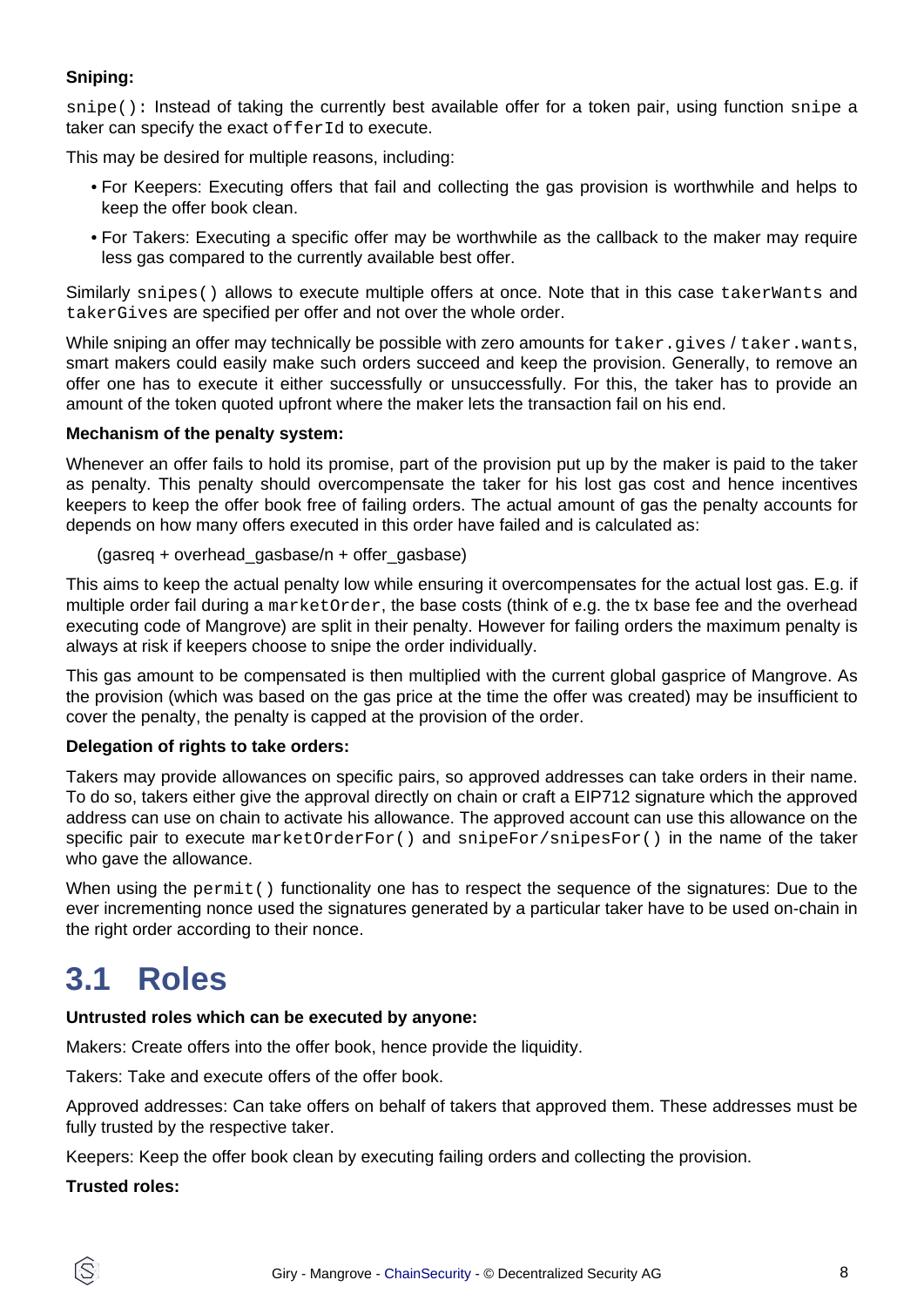**Sniping:**

`snipe()`: Instead of taking the currently best available offer for a token pair, using function `snipe` a taker can specify the exact `offerId` to execute.

This may be desired for multiple reasons, including:

- For Keepers: Executing offers that fail and collecting the gas provision is worthwhile and helps to keep the offer book clean.
- For Takers: Executing a specific offer may be worthwhile as the callback to the maker may require less gas compared to the currently available best offer.

Similarly `snipes()` allows to execute multiple offers at once. Note that in this case `takerWants` and `takerGives` are specified per offer and not over the whole order.

While sniping an offer may technically be possible with zero amounts for `taker.gives` / `taker.wants`, smart makers could easily make such orders succeed and keep the provision. Generally, to remove an offer one has to execute it either successfully or unsuccessfully. For this, the taker has to provide an amount of the token quoted upfront where the maker lets the transaction fail on his end.

**Mechanism of the penalty system:**

Whenever an offer fails to hold its promise, part of the provision put up by the maker is paid to the taker as penalty. This penalty should overcompensate the taker for his lost gas cost and hence incentives keepers to keep the offer book free of failing orders. The actual amount of gas the penalty accounts for depends on how many offers executed in this order have failed and is calculated as:

(gasreq + overhead_gasbase/n + offer_gasbase)

This aims to keep the actual penalty low while ensuring it overcompensates for the actual lost gas. E.g. if multiple order fail during a `marketOrder`, the base costs (think of e.g. the tx base fee and the overhead executing code of Mangrove) are split in their penalty. However for failing orders the maximum penalty is always at risk if keepers choose to snipe the order individually.

This gas amount to be compensated is then multiplied with the current global gasprice of Mangrove. As the provision (which was based on the gas price at the time the offer was created) may be insufficient to cover the penalty, the penalty is capped at the provision of the order.

**Delegation of rights to take orders:**

Takers may provide allowances on specific pairs, so approved addresses can take orders in their name. To do so, takers either give the approval directly on chain or craft a EIP712 signature which the approved address can use on chain to activate his allowance. The approved account can use this allowance on the specific pair to execute `marketOrderFor()` and `snipeFor/snipesFor()` in the name of the taker who gave the allowance.

When using the `permit()` functionality one has to respect the sequence of the signatures: Due to the ever incrementing nonce used the signatures generated by a particular taker have to be used on-chain in the right order according to their nonce.

## 3.1 Roles

**Untrusted roles which can be executed by anyone:**

Makers: Create offers into the offer book, hence provide the liquidity.

Takers: Take and execute offers of the offer book.

Approved addresses: Can take offers on behalf of takers that approved them. These addresses must be fully trusted by the respective taker.

Keepers: Keep the offer book clean by executing failing orders and collecting the provision.

**Trusted roles:**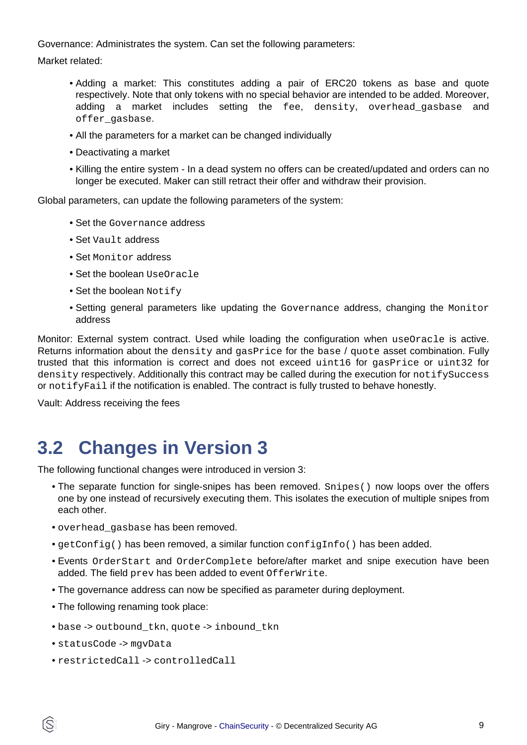Governance: Administrates the system. Can set the following parameters:

Market related:

- Adding a market: This constitutes adding a pair of ERC20 tokens as base and quote respectively. Note that only tokens with no special behavior are intended to be added. Moreover, adding a market includes setting the `fee`, `density`, `overhead_gasbase` and `offer_gasbase`.
- All the parameters for a market can be changed individually
- Deactivating a market
- Killing the entire system - In a dead system no offers can be created/updated and orders can no longer be executed. Maker can still retract their offer and withdraw their provision.

Global parameters, can update the following parameters of the system:

- Set the `Governance` address
- Set `Vault` address
- Set `Monitor` address
- Set the boolean `UseOracle`
- Set the boolean `Notify`
- Setting general parameters like updating the `Governance` address, changing the `Monitor` address

Monitor: External system contract. Used while loading the configuration when `useOracle` is active. Returns information about the `density` and `gasPrice` for the `base` / `quote` asset combination. Fully trusted that this information is correct and does not exceed `uint16` for `gasPrice` or `uint32` for `density` respectively. Additionally this contract may be called during the execution for `notifySuccess` or `notifyFail` if the notification is enabled. The contract is fully trusted to behave honestly.

Vault: Address receiving the fees

## 3.2 Changes in Version 3

The following functional changes were introduced in version 3:

- The separate function for single-snipes has been removed. `Snipes()` now loops over the offers one by one instead of recursively executing them. This isolates the execution of multiple snipes from each other.
- `overhead_gasbase` has been removed.
- `getConfig()` has been removed, a similar function `configInfo()` has been added.
- Events `OrderStart` and `OrderComplete` before/after market and snipe execution have been added. The field `prev` has been added to event `OfferWrite`.
- The governance address can now be specified as parameter during deployment.
- The following renaming took place:
- `base` -> `outbound_tkn`, `quote` -> `inbound_tkn`
- `statusCode` -> `mgvData`
- `restrictedCall` -> `controlledCall`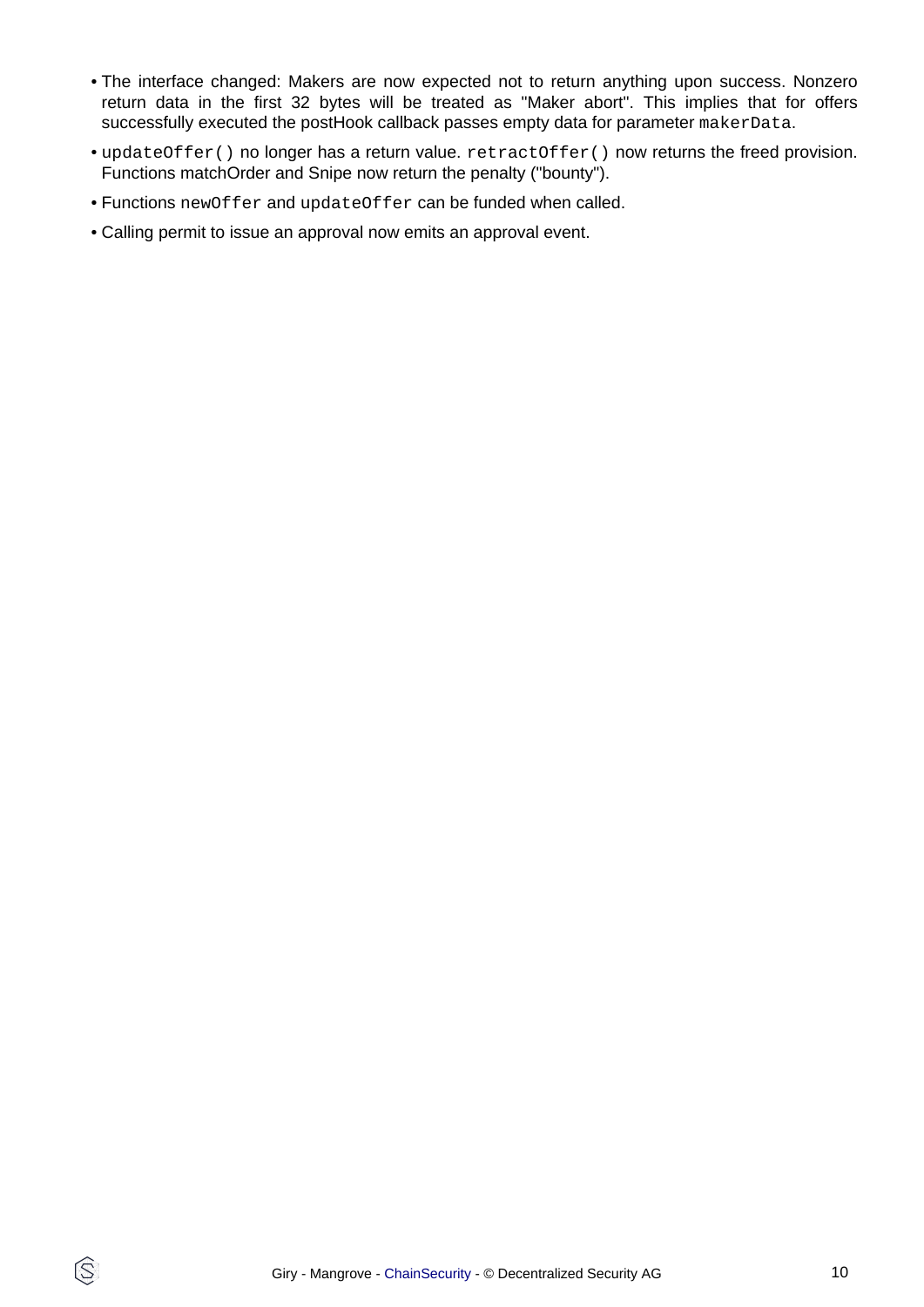- The interface changed: Makers are now expected not to return anything upon success. Nonzero return data in the first 32 bytes will be treated as "Maker abort". This implies that for offers successfully executed the postHook callback passes empty data for parameter `makerData`.
- `updateOffer()` no longer has a return value. `retractOffer()` now returns the freed provision. Functions matchOrder and Snipe now return the penalty ("bounty").
- Functions `newOffer` and `updateOffer` can be funded when called.
- Calling permit to issue an approval now emits an approval event.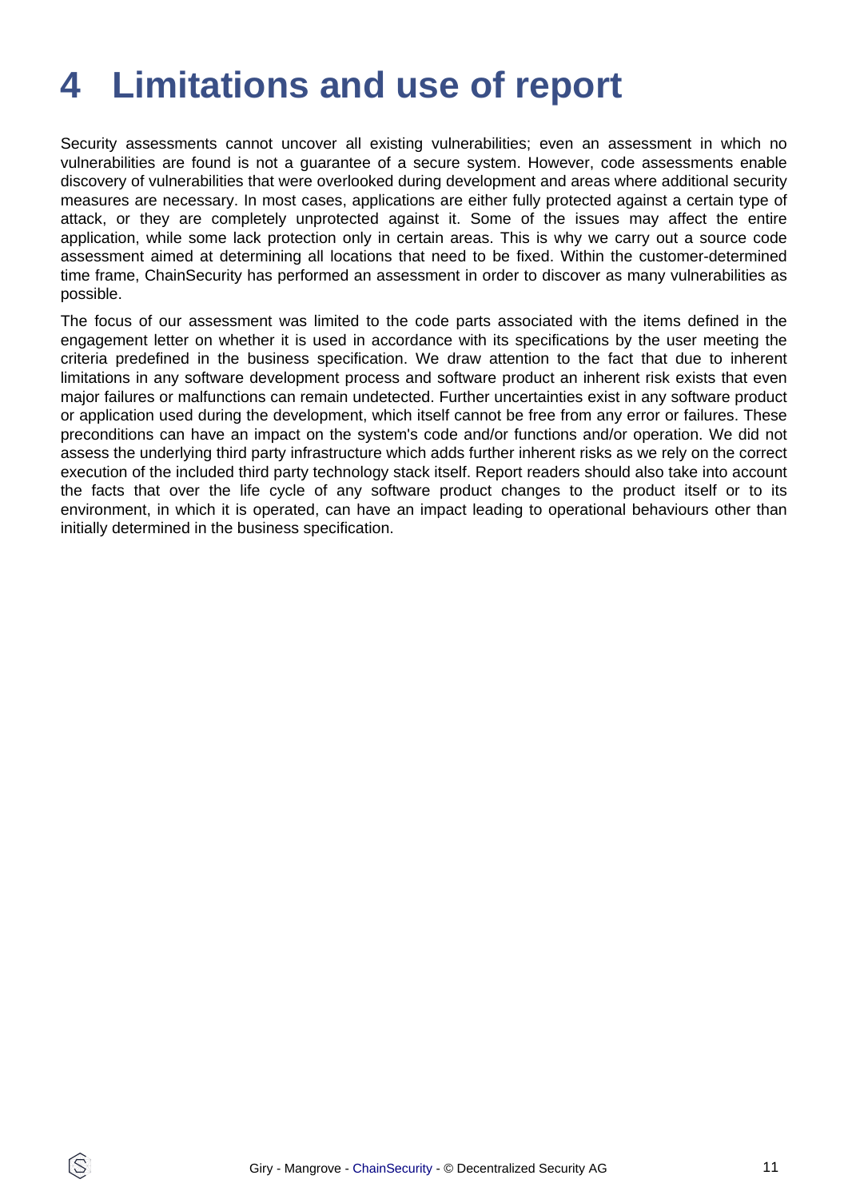# 4 Limitations and use of report

Security assessments cannot uncover all existing vulnerabilities; even an assessment in which no vulnerabilities are found is not a guarantee of a secure system. However, code assessments enable discovery of vulnerabilities that were overlooked during development and areas where additional security measures are necessary. In most cases, applications are either fully protected against a certain type of attack, or they are completely unprotected against it. Some of the issues may affect the entire application, while some lack protection only in certain areas. This is why we carry out a source code assessment aimed at determining all locations that need to be fixed. Within the customer-determined time frame, ChainSecurity has performed an assessment in order to discover as many vulnerabilities as possible.

The focus of our assessment was limited to the code parts associated with the items defined in the engagement letter on whether it is used in accordance with its specifications by the user meeting the criteria predefined in the business specification. We draw attention to the fact that due to inherent limitations in any software development process and software product an inherent risk exists that even major failures or malfunctions can remain undetected. Further uncertainties exist in any software product or application used during the development, which itself cannot be free from any error or failures. These preconditions can have an impact on the system's code and/or functions and/or operation. We did not assess the underlying third party infrastructure which adds further inherent risks as we rely on the correct execution of the included third party technology stack itself. Report readers should also take into account the facts that over the life cycle of any software product changes to the product itself or to its environment, in which it is operated, can have an impact leading to operational behaviours other than initially determined in the business specification.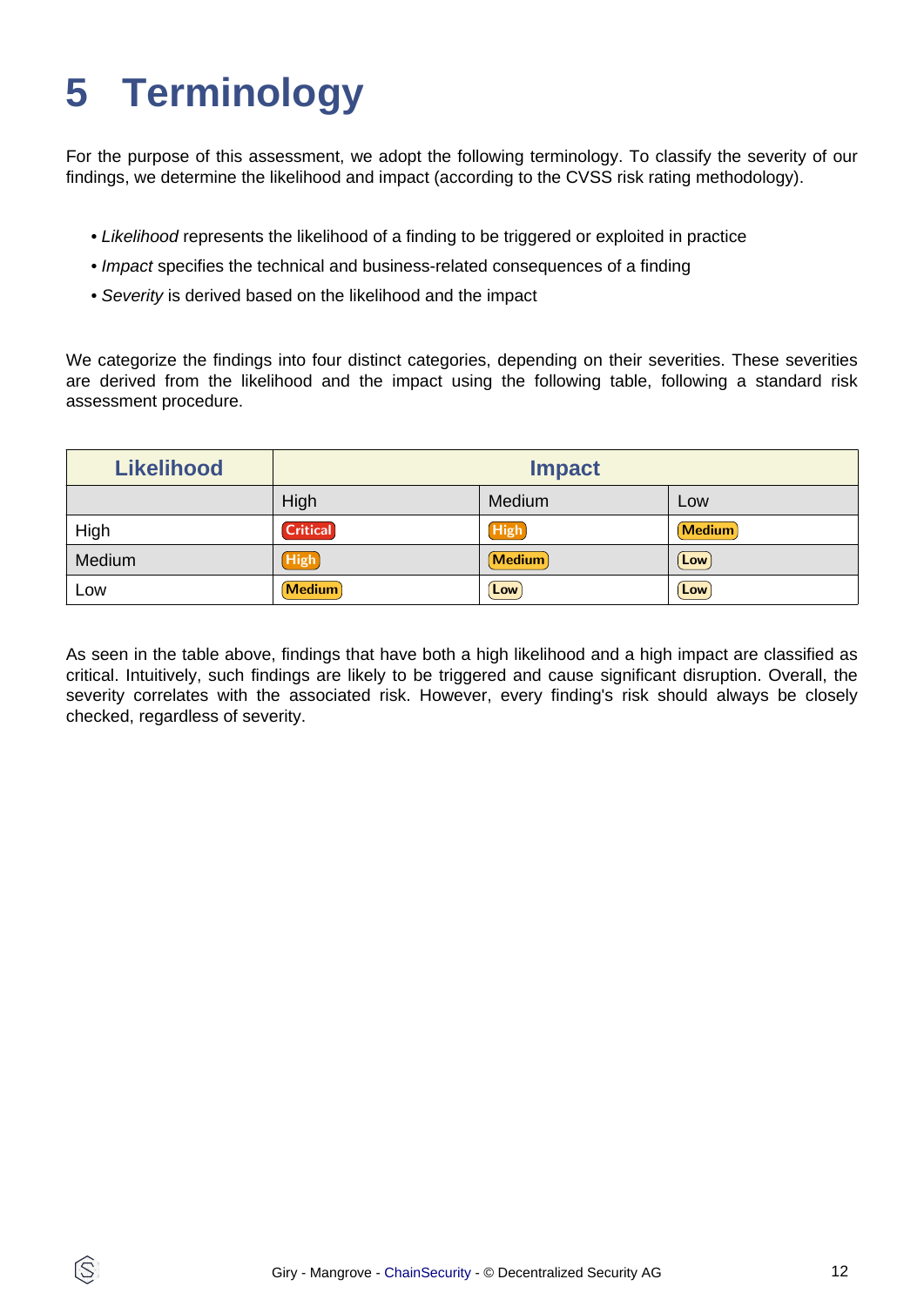# 5 Terminology

For the purpose of this assessment, we adopt the following terminology. To classify the severity of our findings, we determine the likelihood and impact (according to the CVSS risk rating methodology).

- *Likelihood* represents the likelihood of a finding to be triggered or exploited in practice
- *Impact* specifies the technical and business-related consequences of a finding
- *Severity* is derived based on the likelihood and the impact

We categorize the findings into four distinct categories, depending on their severities. These severities are derived from the likelihood and the impact using the following table, following a standard risk assessment procedure.

| Likelihood | Impact | | |
|---|---|---|---|
| | High | Medium | Low |
| High | Critical | High | Medium |
| Medium | High | Medium | Low |
| Low | Medium | Low | Low |

As seen in the table above, findings that have both a high likelihood and a high impact are classified as critical. Intuitively, such findings are likely to be triggered and cause significant disruption. Overall, the severity correlates with the associated risk. However, every finding's risk should always be closely checked, regardless of severity.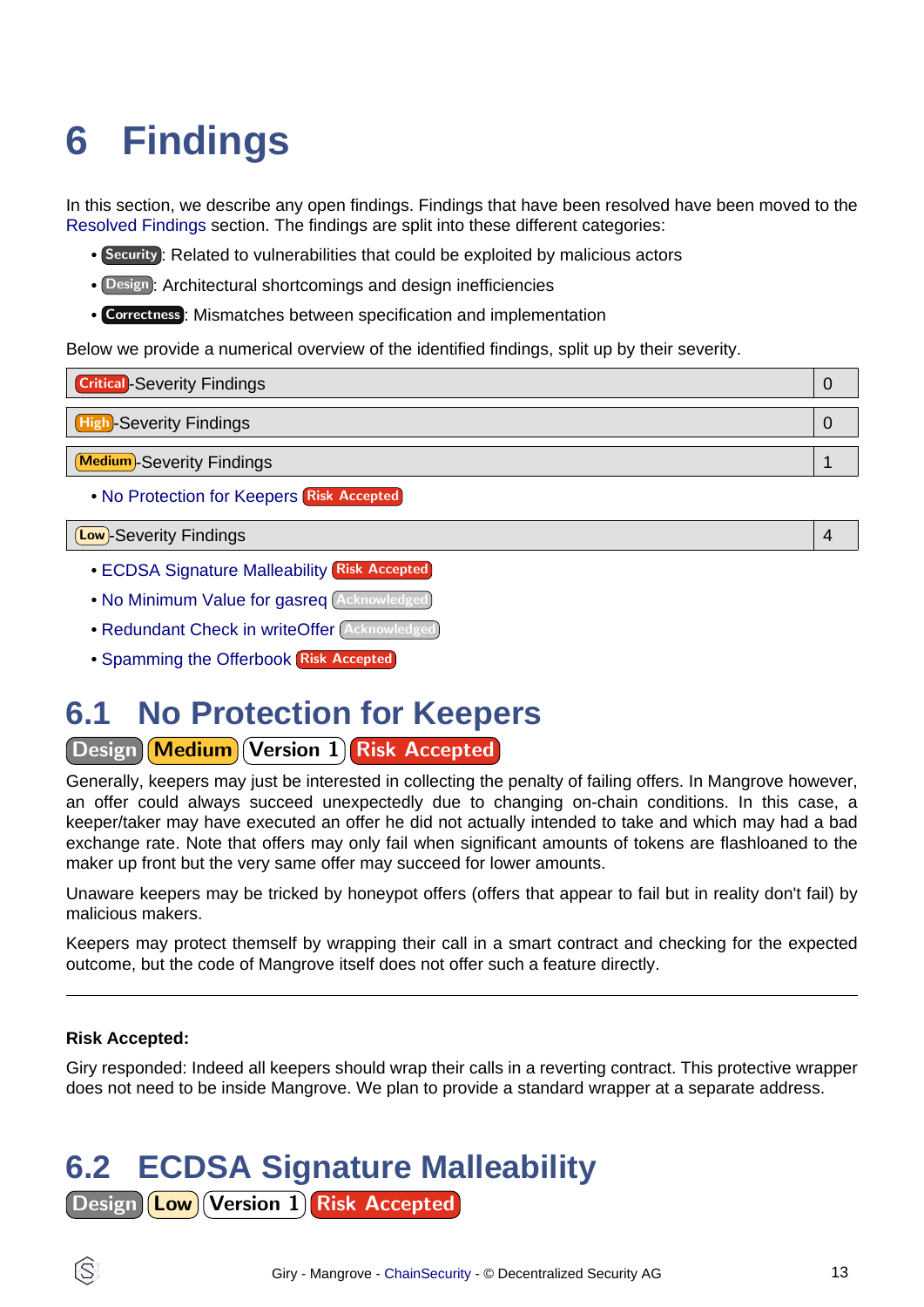# 6 Findings

In this section, we describe any open findings. Findings that have been resolved have been moved to the Resolved Findings section. The findings are split into these different categories:

- Security: Related to vulnerabilities that could be exploited by malicious actors
- Design: Architectural shortcomings and design inefficiencies
- Correctness: Mismatches between specification and implementation

Below we provide a numerical overview of the identified findings, split up by their severity.

| Critical-Severity Findings | 0 |
|---|---|

| High-Severity Findings | 0 |
|---|---|

| Medium-Severity Findings | 1 |
|---|---|

- No Protection for Keepers Risk Accepted

| Low-Severity Findings | 4 |
|---|---|

- ECDSA Signature Malleability Risk Accepted
- No Minimum Value for gasreq Acknowledged
- Redundant Check in writeOffer Acknowledged
- Spamming the Offerbook Risk Accepted

## 6.1 No Protection for Keepers

Design Medium Version 1 Risk Accepted

Generally, keepers may just be interested in collecting the penalty of failing offers. In Mangrove however, an offer could always succeed unexpectedly due to changing on-chain conditions. In this case, a keeper/taker may have executed an offer he did not actually intended to take and which may had a bad exchange rate. Note that offers may only fail when significant amounts of tokens are flashloaned to the maker up front but the very same offer may succeed for lower amounts.

Unaware keepers may be tricked by honeypot offers (offers that appear to fail but in reality don't fail) by malicious makers.

Keepers may protect themself by wrapping their call in a smart contract and checking for the expected outcome, but the code of Mangrove itself does not offer such a feature directly.

---

**Risk Accepted:**

Giry responded: Indeed all keepers should wrap their calls in a reverting contract. This protective wrapper does not need to be inside Mangrove. We plan to provide a standard wrapper at a separate address.

## 6.2 ECDSA Signature Malleability

Design Low Version 1 Risk Accepted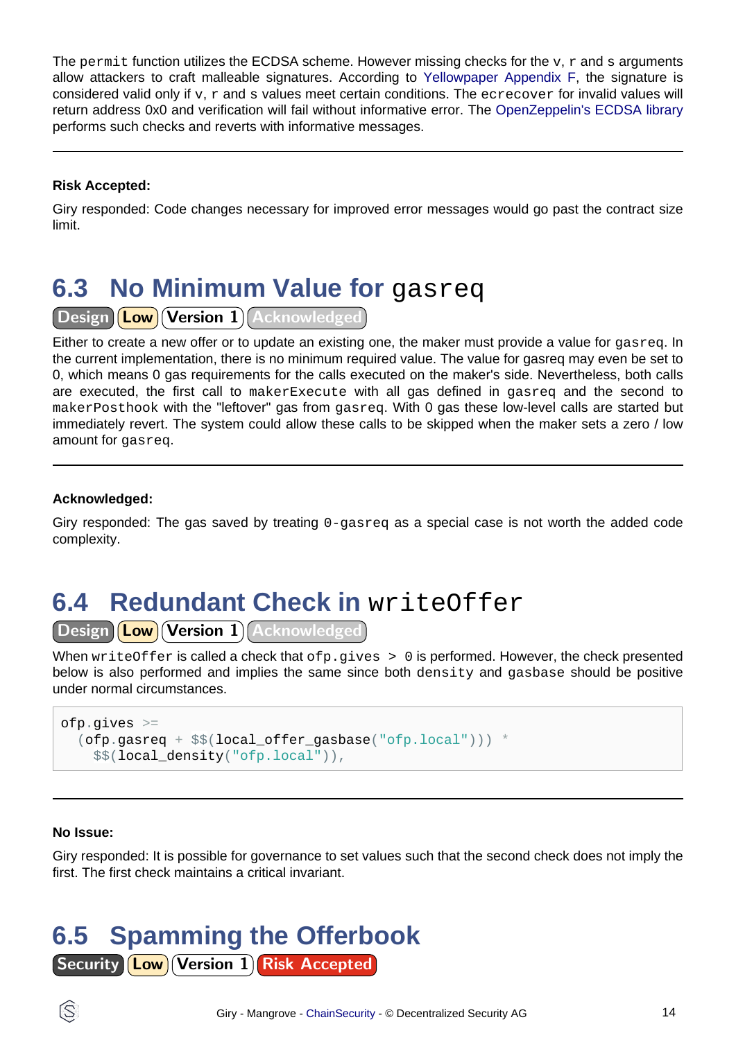The `permit` function utilizes the ECDSA scheme. However missing checks for the `v`, `r` and `s` arguments allow attackers to craft malleable signatures. According to Yellowpaper Appendix F, the signature is considered valid only if `v`, `r` and `s` values meet certain conditions. The `ecrecover` for invalid values will return address 0x0 and verification will fail without informative error. The OpenZeppelin's ECDSA library performs such checks and reverts with informative messages.

---

**Risk Accepted:**

Giry responded: Code changes necessary for improved error messages would go past the contract size limit.

## 6.3 No Minimum Value for `gasreq`

Design | Low | Version 1 | Acknowledged

Either to create a new offer or to update an existing one, the maker must provide a value for `gasreq`. In the current implementation, there is no minimum required value. The value for gasreq may even be set to 0, which means 0 gas requirements for the calls executed on the maker's side. Nevertheless, both calls are executed, the first call to `makerExecute` with all gas defined in `gasreq` and the second to `makerPosthook` with the "leftover" gas from `gasreq`. With 0 gas these low-level calls are started but immediately revert. The system could allow these calls to be skipped when the maker sets a zero / low amount for `gasreq`.

---

**Acknowledged:**

Giry responded: The gas saved by treating `0-gasreq` as a special case is not worth the added code complexity.

## 6.4 Redundant Check in `writeOffer`

Design | Low | Version 1 | Acknowledged

When `writeOffer` is called a check that `ofp.gives > 0` is performed. However, the check presented below is also performed and implies the same since both `density` and `gasbase` should be positive under normal circumstances.

```
ofp.gives >=
  (ofp.gasreq + $$(local_offer_gasbase("ofp.local"))) *
    $$(local_density("ofp.local")),
```

---

**No Issue:**

Giry responded: It is possible for governance to set values such that the second check does not imply the first. The first check maintains a critical invariant.

## 6.5 Spamming the Offerbook

Security | Low | Version 1 | Risk Accepted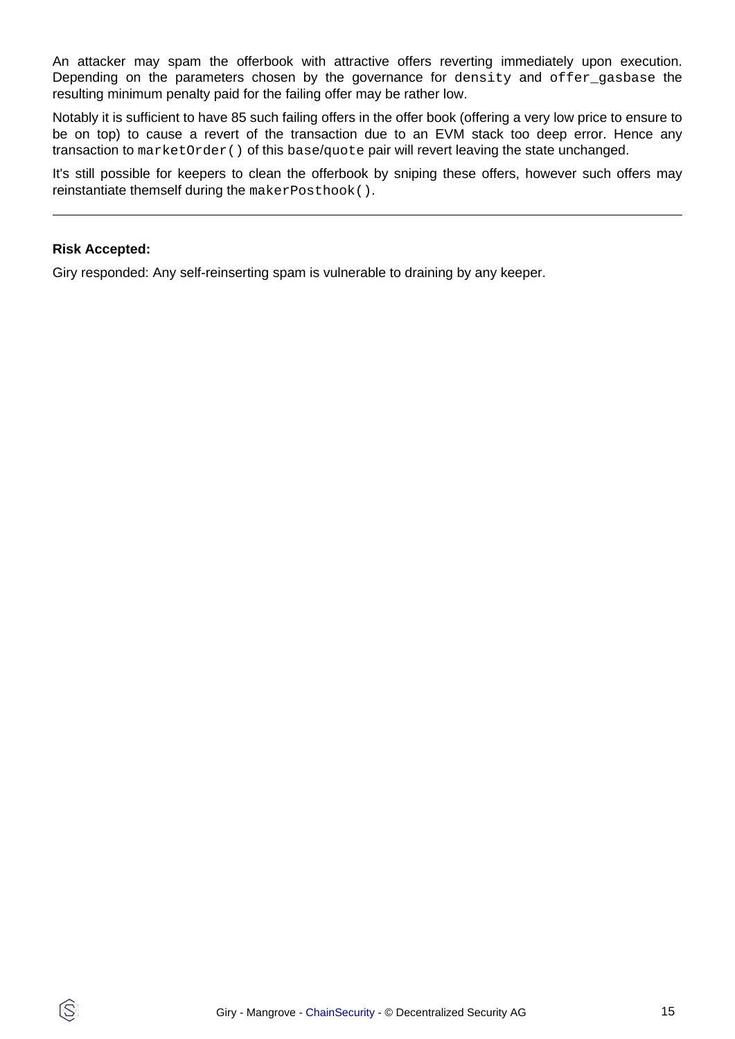An attacker may spam the offerbook with attractive offers reverting immediately upon execution. Depending on the parameters chosen by the governance for `density` and `offer_gasbase` the resulting minimum penalty paid for the failing offer may be rather low.

Notably it is sufficient to have 85 such failing offers in the offer book (offering a very low price to ensure to be on top) to cause a revert of the transaction due to an EVM stack too deep error. Hence any transaction to `marketOrder()` of this `base`/`quote` pair will revert leaving the state unchanged.

It's still possible for keepers to clean the offerbook by sniping these offers, however such offers may reinstantiate themself during the `makerPosthook()`.

---

**Risk Accepted:**

Giry responded: Any self-reinserting spam is vulnerable to draining by any keeper.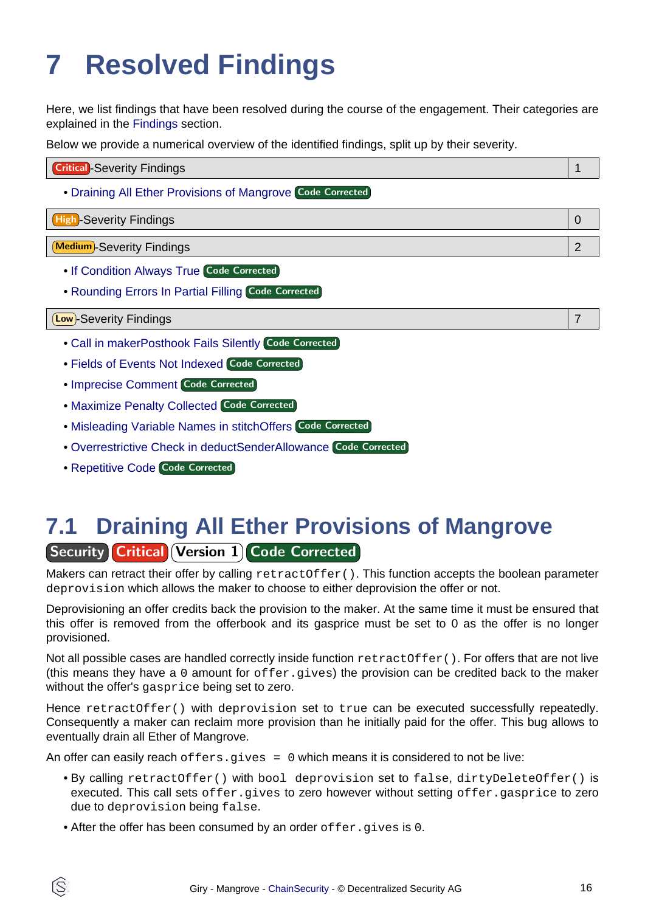# 7 Resolved Findings

Here, we list findings that have been resolved during the course of the engagement. Their categories are explained in the Findings section.

Below we provide a numerical overview of the identified findings, split up by their severity.

| Critical-Severity Findings | 1 |
|---|---|

- Draining All Ether Provisions of Mangrove Code Corrected

| High-Severity Findings | 0 |
|---|---|

| Medium-Severity Findings | 2 |
|---|---|

- If Condition Always True Code Corrected
- Rounding Errors In Partial Filling Code Corrected

| Low-Severity Findings | 7 |
|---|---|

- Call in makerPosthook Fails Silently Code Corrected
- Fields of Events Not Indexed Code Corrected
- Imprecise Comment Code Corrected
- Maximize Penalty Collected Code Corrected
- Misleading Variable Names in stitchOffers Code Corrected
- Overrestrictive Check in deductSenderAllowance Code Corrected
- Repetitive Code Code Corrected

## 7.1 Draining All Ether Provisions of Mangrove

Security Critical Version 1 Code Corrected

Makers can retract their offer by calling `retractOffer()`. This function accepts the boolean parameter `deprovision` which allows the maker to choose to either deprovision the offer or not.

Deprovisioning an offer credits back the provision to the maker. At the same time it must be ensured that this offer is removed from the offerbook and its gasprice must be set to 0 as the offer is no longer provisioned.

Not all possible cases are handled correctly inside function `retractOffer()`. For offers that are not live (this means they have a `0` amount for `offer.gives`) the provision can be credited back to the maker without the offer's `gasprice` being set to zero.

Hence `retractOffer()` with `deprovision` set to `true` can be executed successfully repeatedly. Consequently a maker can reclaim more provision than he initially paid for the offer. This bug allows to eventually drain all Ether of Mangrove.

An offer can easily reach `offers.gives = 0` which means it is considered to not be live:

- By calling `retractOffer()` with `bool deprovision` set to `false`, `dirtyDeleteOffer()` is executed. This call sets `offer.gives` to zero however without setting `offer.gasprice` to zero due to `deprovision` being `false`.
- After the offer has been consumed by an order `offer.gives` is `0`.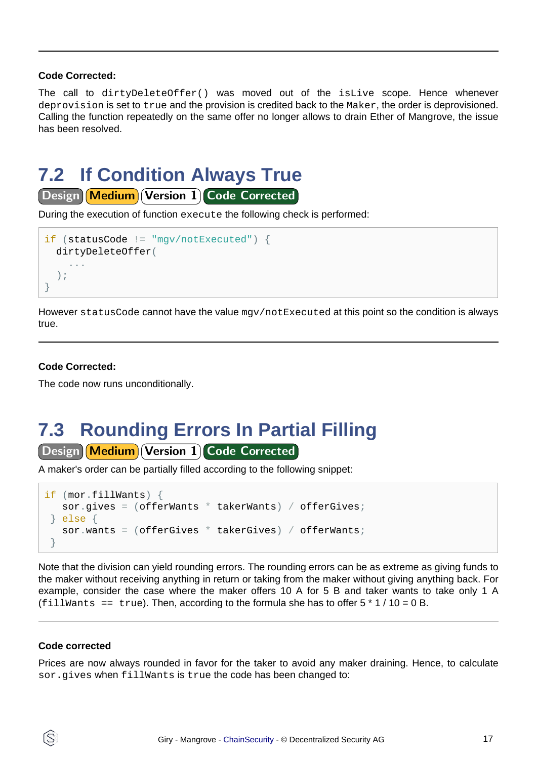**Code Corrected:**

The call to `dirtyDeleteOffer()` was moved out of the `isLive` scope. Hence whenever `deprovision` is set to `true` and the provision is credited back to the `Maker`, the order is deprovisioned. Calling the function repeatedly on the same offer no longer allows to drain Ether of Mangrove, the issue has been resolved.

## 7.2 If Condition Always True

Design | Medium | Version 1 | Code Corrected

During the execution of function `execute` the following check is performed:

```
if (statusCode != "mgv/notExecuted") {
  dirtyDeleteOffer(
    ...
  );
}
```

However `statusCode` cannot have the value `mgv/notExecuted` at this point so the condition is always true.

**Code Corrected:**

The code now runs unconditionally.

## 7.3 Rounding Errors In Partial Filling

Design | Medium | Version 1 | Code Corrected

A maker's order can be partially filled according to the following snippet:

```
if (mor.fillWants) {
   sor.gives = (offerWants * takerWants) / offerGives;
 } else {
   sor.wants = (offerGives * takerGives) / offerWants;
 }
```

Note that the division can yield rounding errors. The rounding errors can be as extreme as giving funds to the maker without receiving anything in return or taking from the maker without giving anything back. For example, consider the case where the maker offers 10 A for 5 B and taker wants to take only 1 A (`fillWants == true`). Then, according to the formula she has to offer 5 * 1 / 10 = 0 B.

**Code corrected**

Prices are now always rounded in favor for the taker to avoid any maker draining. Hence, to calculate `sor.gives` when `fillWants` is `true` the code has been changed to: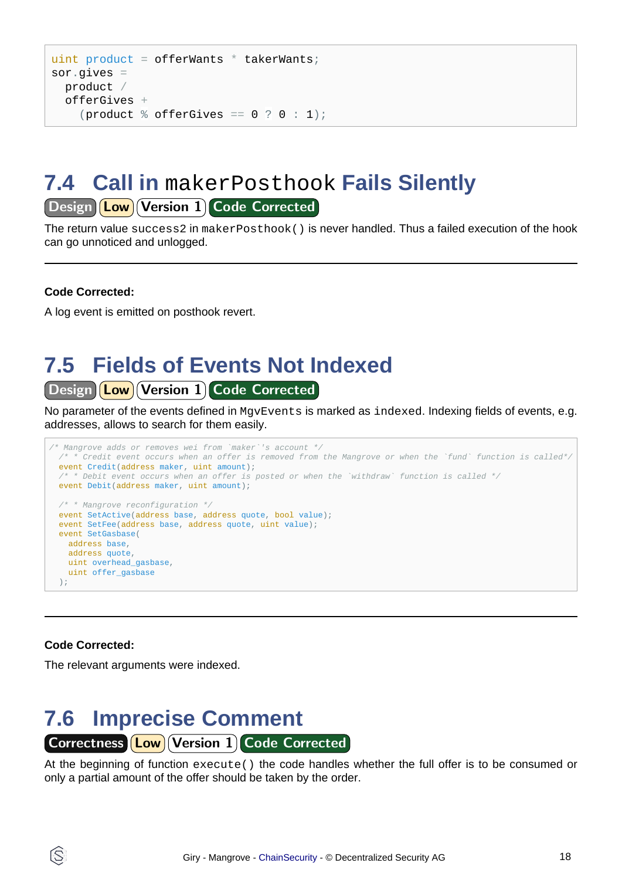```
uint product = offerWants * takerWants;
sor.gives =
  product /
  offerGives +
    (product % offerGives == 0 ? 0 : 1);
```

## 7.4 Call in `makerPosthook` Fails Silently

Design | Low | Version 1 | Code Corrected

The return value `success2` in `makerPosthook()` is never handled. Thus a failed execution of the hook can go unnoticed and unlogged.

---

**Code Corrected:**

A log event is emitted on posthook revert.

## 7.5 Fields of Events Not Indexed

Design | Low | Version 1 | Code Corrected

No parameter of the events defined in `MgvEvents` is marked as `indexed`. Indexing fields of events, e.g. addresses, allows to search for them easily.

```
/* Mangrove adds or removes wei from `maker`'s account */
  /* * Credit event occurs when an offer is removed from the Mangrove or when the `fund` function is called*/
  event Credit(address maker, uint amount);
  /* * Debit event occurs when an offer is posted or when the `withdraw` function is called */
  event Debit(address maker, uint amount);

  /* * Mangrove reconfiguration */
  event SetActive(address base, address quote, bool value);
  event SetFee(address base, address quote, uint value);
  event SetGasbase(
    address base,
    address quote,
    uint overhead_gasbase,
    uint offer_gasbase
  );
```

---

**Code Corrected:**

The relevant arguments were indexed.

## 7.6 Imprecise Comment

Correctness | Low | Version 1 | Code Corrected

At the beginning of function `execute()` the code handles whether the full offer is to be consumed or only a partial amount of the offer should be taken by the order.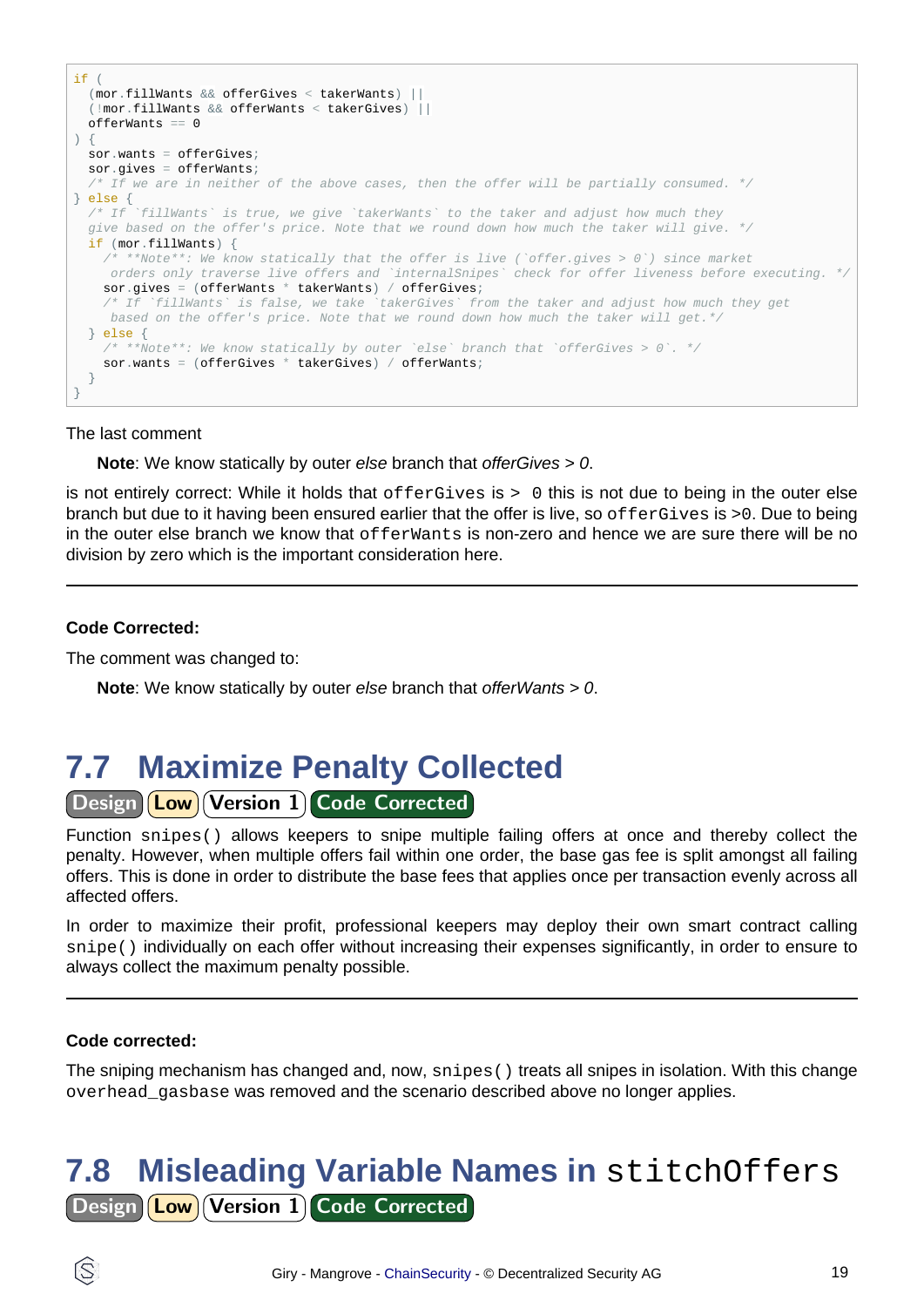```
if (
  (mor.fillWants && offerGives < takerWants) ||
  (!mor.fillWants && offerWants < takerGives) ||
  offerWants == 0
) {
  sor.wants = offerGives;
  sor.gives = offerWants;
  /* If we are in neither of the above cases, then the offer will be partially consumed. */
} else {
  /* If `fillWants` is true, we give `takerWants` to the taker and adjust how much they
  give based on the offer's price. Note that we round down how much the taker will give. */
  if (mor.fillWants) {
    /* **Note**: We know statically that the offer is live (`offer.gives > 0`) since market
     orders only traverse live offers and `internalSnipes` check for offer liveness before executing. */
    sor.gives = (offerWants * takerWants) / offerGives;
    /* If `fillWants` is false, we take `takerGives` from the taker and adjust how much they get
     based on the offer's price. Note that we round down how much the taker will get.*/
  } else {
    /* **Note**: We know statically by outer `else` branch that `offerGives > 0`. */
    sor.wants = (offerGives * takerGives) / offerWants;
  }
}
```

The last comment

> **Note**: We know statically by outer *else* branch that *offerGives > 0*.

is not entirely correct: While it holds that `offerGives` is `> 0` this is not due to being in the outer else branch but due to it having been ensured earlier that the offer is live, so `offerGives` is >0. Due to being in the outer else branch we know that `offerWants` is non-zero and hence we are sure there will be no division by zero which is the important consideration here.

---

**Code Corrected:**

The comment was changed to:

> **Note**: We know statically by outer *else* branch that *offerWants > 0*.

## 7.7 Maximize Penalty Collected

Design | Low | Version 1 | Code Corrected

Function `snipes()` allows keepers to snipe multiple failing offers at once and thereby collect the penalty. However, when multiple offers fail within one order, the base gas fee is split amongst all failing offers. This is done in order to distribute the base fees that applies once per transaction evenly across all affected offers.

In order to maximize their profit, professional keepers may deploy their own smart contract calling `snipe()` individually on each offer without increasing their expenses significantly, in order to ensure to always collect the maximum penalty possible.

---

**Code corrected:**

The sniping mechanism has changed and, now, `snipes()` treats all snipes in isolation. With this change `overhead_gasbase` was removed and the scenario described above no longer applies.

## 7.8 Misleading Variable Names in `stitchOffers`

Design | Low | Version 1 | Code Corrected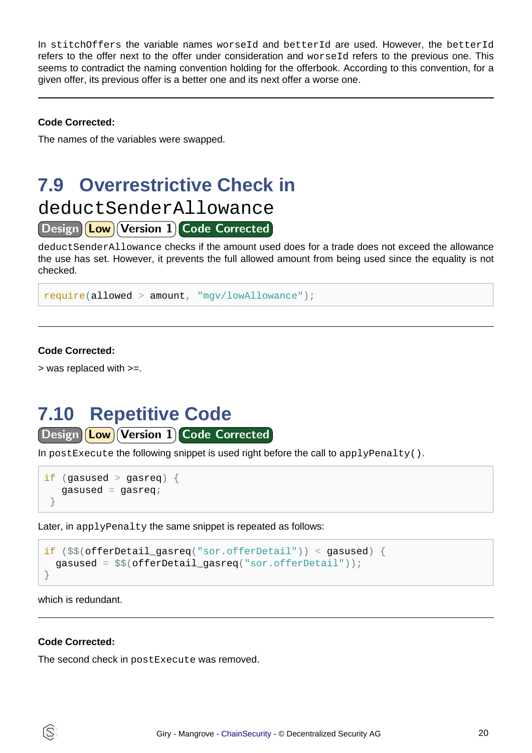In `stitchOffers` the variable names `worseId` and `betterId` are used. However, the `betterId` refers to the offer next to the offer under consideration and `worseId` refers to the previous one. This seems to contradict the naming convention holding for the offerbook. According to this convention, for a given offer, its previous offer is a better one and its next offer a worse one.

---

**Code Corrected:**

The names of the variables were swapped.

## 7.9 Overrestrictive Check in `deductSenderAllowance`

Design | Low | Version 1 | Code Corrected

`deductSenderAllowance` checks if the amount used does for a trade does not exceed the allowance the use has set. However, it prevents the full allowed amount from being used since the equality is not checked.

```
require(allowed > amount, "mgv/lowAllowance");
```

---

**Code Corrected:**

> was replaced with >=.

## 7.10 Repetitive Code

Design | Low | Version 1 | Code Corrected

In `postExecute` the following snippet is used right before the call to `applyPenalty()`.

```
if (gasused > gasreq) {
   gasused = gasreq;
 }
```

Later, in `applyPenalty` the same snippet is repeated as follows:

```
if ($$(offerDetail_gasreq("sor.offerDetail")) < gasused) {
  gasused = $$(offerDetail_gasreq("sor.offerDetail"));
}
```

which is redundant.

---

**Code Corrected:**

The second check in `postExecute` was removed.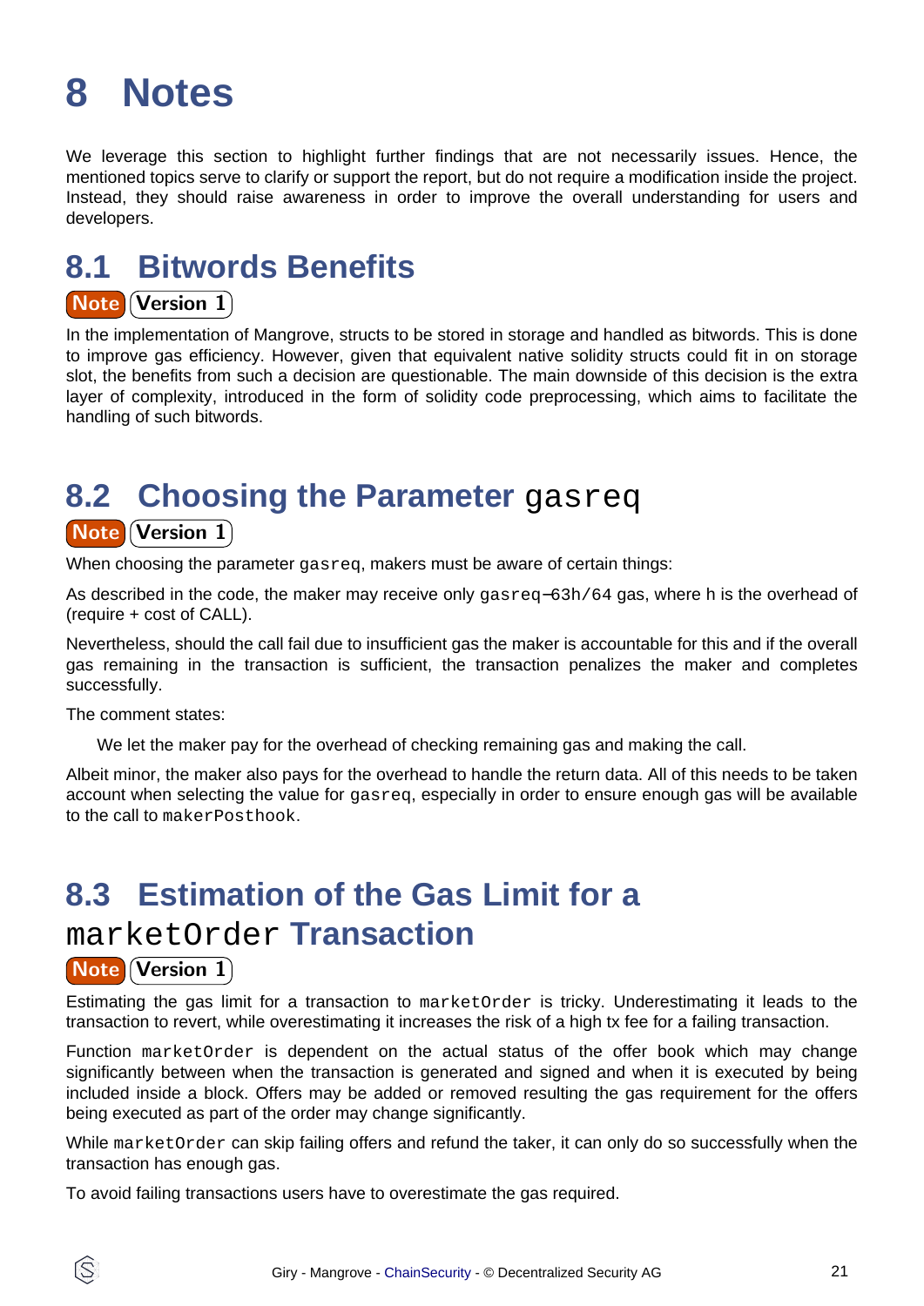# 8 Notes

We leverage this section to highlight further findings that are not necessarily issues. Hence, the mentioned topics serve to clarify or support the report, but do not require a modification inside the project. Instead, they should raise awareness in order to improve the overall understanding for users and developers.

## 8.1 Bitwords Benefits

**Note** **Version 1**

In the implementation of Mangrove, structs to be stored in storage and handled as bitwords. This is done to improve gas efficiency. However, given that equivalent native solidity structs could fit in on storage slot, the benefits from such a decision are questionable. The main downside of this decision is the extra layer of complexity, introduced in the form of solidity code preprocessing, which aims to facilitate the handling of such bitwords.

## 8.2 Choosing the Parameter `gasreq`

**Note** **Version 1**

When choosing the parameter `gasreq`, makers must be aware of certain things:

As described in the code, the maker may receive only `gasreq−63h/64` gas, where h is the overhead of (require + cost of CALL).

Nevertheless, should the call fail due to insufficient gas the maker is accountable for this and if the overall gas remaining in the transaction is sufficient, the transaction penalizes the maker and completes successfully.

The comment states:

> We let the maker pay for the overhead of checking remaining gas and making the call.

Albeit minor, the maker also pays for the overhead to handle the return data. All of this needs to be taken account when selecting the value for `gasreq`, especially in order to ensure enough gas will be available to the call to `makerPosthook`.

## 8.3 Estimation of the Gas Limit for a `marketOrder` Transaction

**Note** **Version 1**

Estimating the gas limit for a transaction to `marketOrder` is tricky. Underestimating it leads to the transaction to revert, while overestimating it increases the risk of a high tx fee for a failing transaction.

Function `marketOrder` is dependent on the actual status of the offer book which may change significantly between when the transaction is generated and signed and when it is executed by being included inside a block. Offers may be added or removed resulting the gas requirement for the offers being executed as part of the order may change significantly.

While `marketOrder` can skip failing offers and refund the taker, it can only do so successfully when the transaction has enough gas.

To avoid failing transactions users have to overestimate the gas required.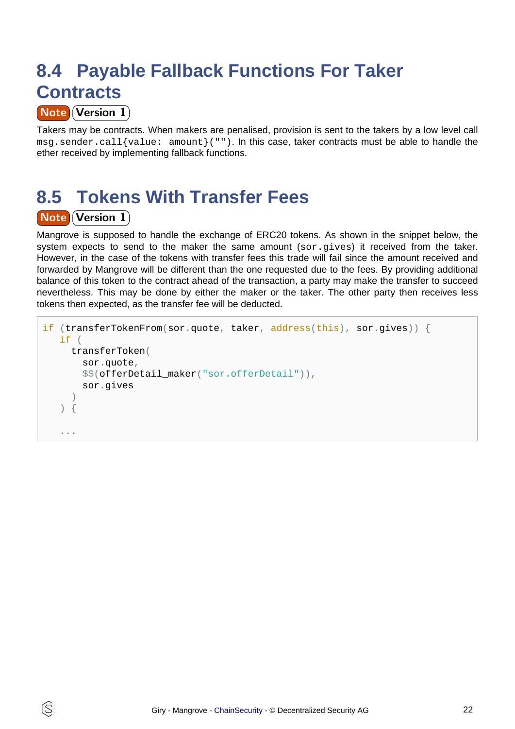## 8.4 Payable Fallback Functions For Taker Contracts

Note Version 1

Takers may be contracts. When makers are penalised, provision is sent to the takers by a low level call `msg.sender.call{value: amount}("")`. In this case, taker contracts must be able to handle the ether received by implementing fallback functions.

## 8.5 Tokens With Transfer Fees

Note Version 1

Mangrove is supposed to handle the exchange of ERC20 tokens. As shown in the snippet below, the system expects to send to the maker the same amount (`sor.gives`) it received from the taker. However, in the case of the tokens with transfer fees this trade will fail since the amount received and forwarded by Mangrove will be different than the one requested due to the fees. By providing additional balance of this token to the contract ahead of the transaction, a party may make the transfer to succeed nevertheless. This may be done by either the maker or the taker. The other party then receives less tokens then expected, as the transfer fee will be deducted.

```
if (transferTokenFrom(sor.quote, taker, address(this), sor.gives)) {
   if (
     transferToken(
       sor.quote,
       $$(offerDetail_maker("sor.offerDetail")),
       sor.gives
     )
   ) {

   ...
```